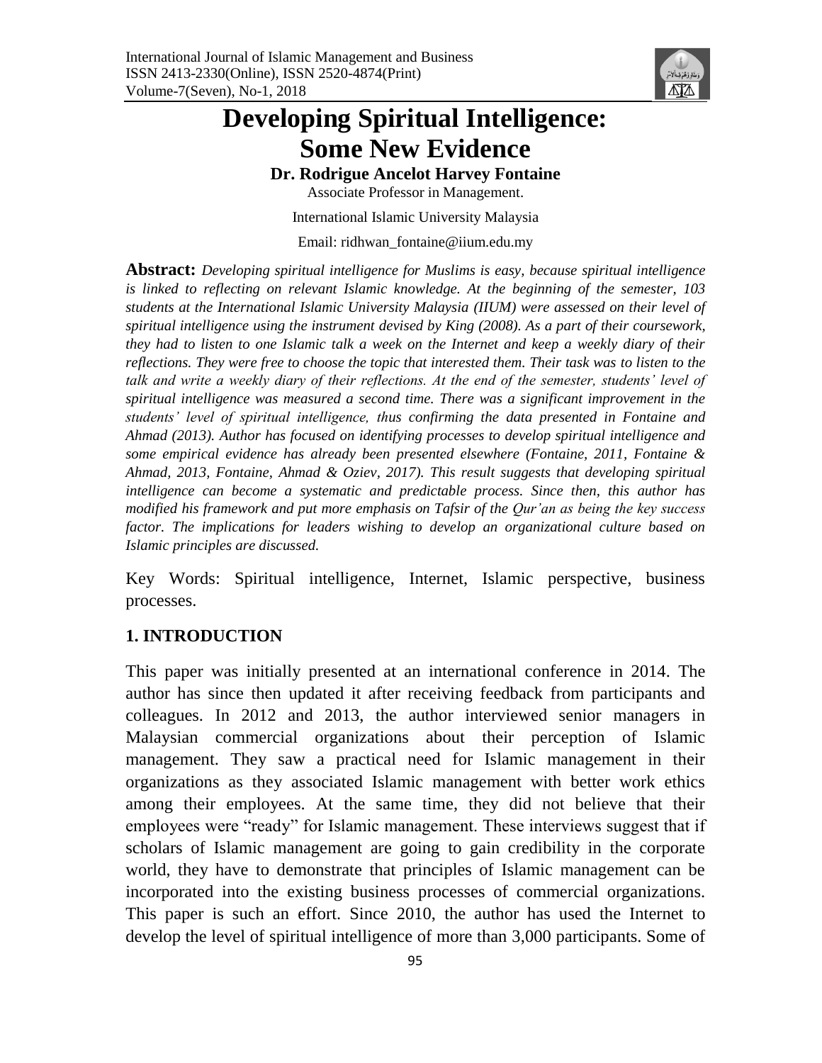# Developing Spiritual Intelligence: Some New Evidence

**Dr. Rodrigue Ancelot Harvey Fontaine**

Associate Professor in Management.

International Islamic University Malaysia

Email: ridhwan_fontaine@iium.edu.my

**Abstract:** *Developing spiritual intelligence for Muslims is easy, because spiritual intelligence is linked to reflecting on relevant Islamic knowledge. At the beginning of the semester, 103 students at the International Islamic University Malaysia (IIUM) were assessed on their level of spiritual intelligence using the instrument devised by King (2008). As a part of their coursework, they had to listen to one Islamic talk a week on the Internet and keep a weekly diary of their reflections. They were free to choose the topic that interested them. Their task was to listen to the talk and write a weekly diary of their reflections. At the end of the semester, students' level of spiritual intelligence was measured a second time. There was a significant improvement in the students' level of spiritual intelligence, thus confirming the data presented in Fontaine and Ahmad (2013). Author has focused on identifying processes to develop spiritual intelligence and some empirical evidence has already been presented elsewhere (Fontaine, 2011, Fontaine & Ahmad, 2013, Fontaine, Ahmad & Oziev, 2017). This result suggests that developing spiritual intelligence can become a systematic and predictable process. Since then, this author has modified his framework and put more emphasis on Tafsir of the Qur'an as being the key success factor. The implications for leaders wishing to develop an organizational culture based on Islamic principles are discussed.*

Key Words: Spiritual intelligence, Internet, Islamic perspective, business processes.

## 1. INTRODUCTION

This paper was initially presented at an international conference in 2014. The author has since then updated it after receiving feedback from participants and colleagues. In 2012 and 2013, the author interviewed senior managers in Malaysian commercial organizations about their perception of Islamic management. They saw a practical need for Islamic management in their organizations as they associated Islamic management with better work ethics among their employees. At the same time, they did not believe that their employees were "ready" for Islamic management. These interviews suggest that if scholars of Islamic management are going to gain credibility in the corporate world, they have to demonstrate that principles of Islamic management can be incorporated into the existing business processes of commercial organizations. This paper is such an effort. Since 2010, the author has used the Internet to develop the level of spiritual intelligence of more than 3,000 participants. Some of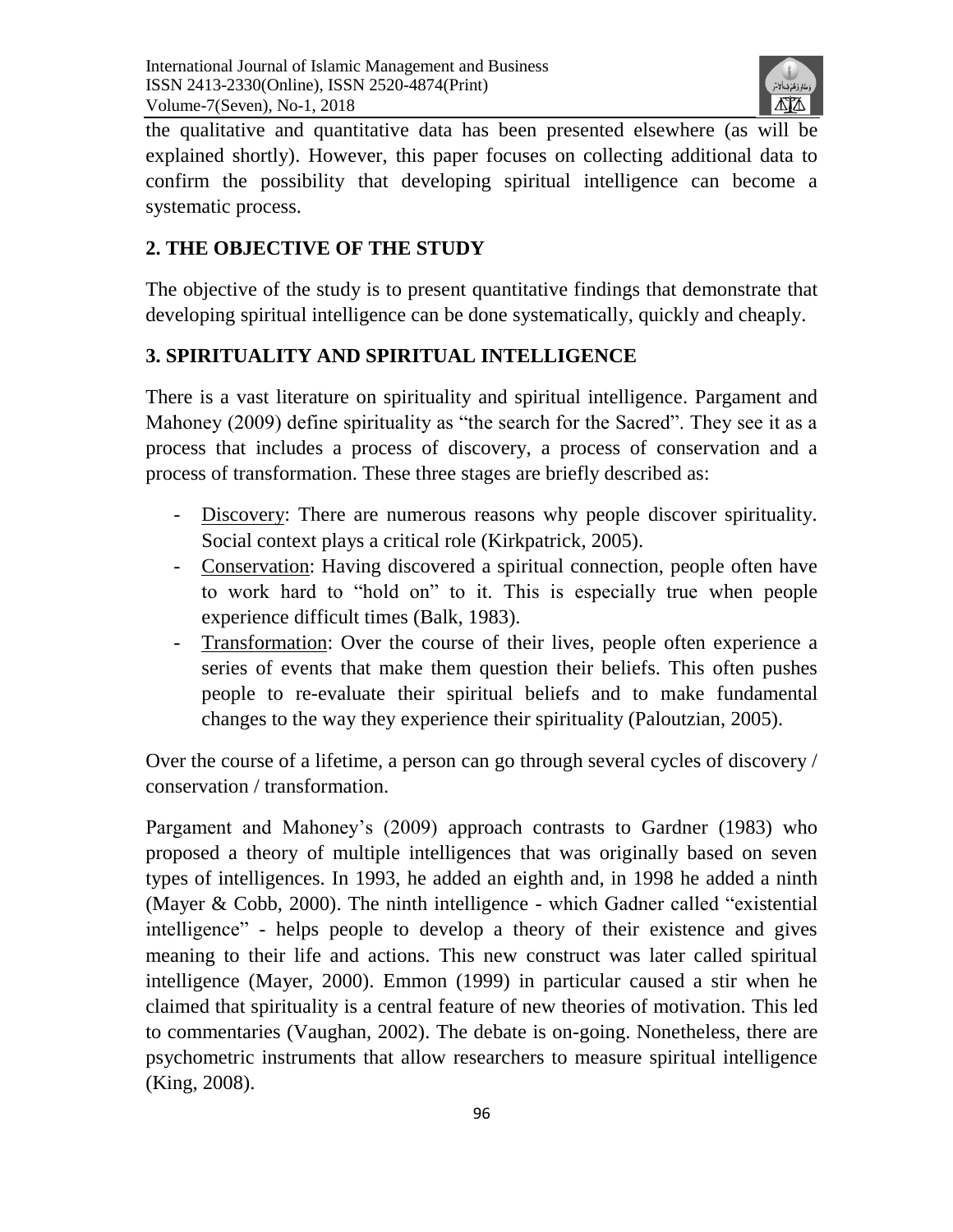the qualitative and quantitative data has been presented elsewhere (as will be explained shortly). However, this paper focuses on collecting additional data to confirm the possibility that developing spiritual intelligence can become a systematic process.

## 2. THE OBJECTIVE OF THE STUDY

The objective of the study is to present quantitative findings that demonstrate that developing spiritual intelligence can be done systematically, quickly and cheaply.

## 3. SPIRITUALITY AND SPIRITUAL INTELLIGENCE

There is a vast literature on spirituality and spiritual intelligence. Pargament and Mahoney (2009) define spirituality as "the search for the Sacred". They see it as a process that includes a process of discovery, a process of conservation and a process of transformation. These three stages are briefly described as:

- Discovery: There are numerous reasons why people discover spirituality. Social context plays a critical role (Kirkpatrick, 2005).
- Conservation: Having discovered a spiritual connection, people often have to work hard to "hold on" to it. This is especially true when people experience difficult times (Balk, 1983).
- Transformation: Over the course of their lives, people often experience a series of events that make them question their beliefs. This often pushes people to re-evaluate their spiritual beliefs and to make fundamental changes to the way they experience their spirituality (Paloutzian, 2005).

Over the course of a lifetime, a person can go through several cycles of discovery / conservation / transformation.

Pargament and Mahoney's (2009) approach contrasts to Gardner (1983) who proposed a theory of multiple intelligences that was originally based on seven types of intelligences. In 1993, he added an eighth and, in 1998 he added a ninth (Mayer & Cobb, 2000). The ninth intelligence - which Gadner called "existential intelligence" - helps people to develop a theory of their existence and gives meaning to their life and actions. This new construct was later called spiritual intelligence (Mayer, 2000). Emmon (1999) in particular caused a stir when he claimed that spirituality is a central feature of new theories of motivation. This led to commentaries (Vaughan, 2002). The debate is on-going. Nonetheless, there are psychometric instruments that allow researchers to measure spiritual intelligence (King, 2008).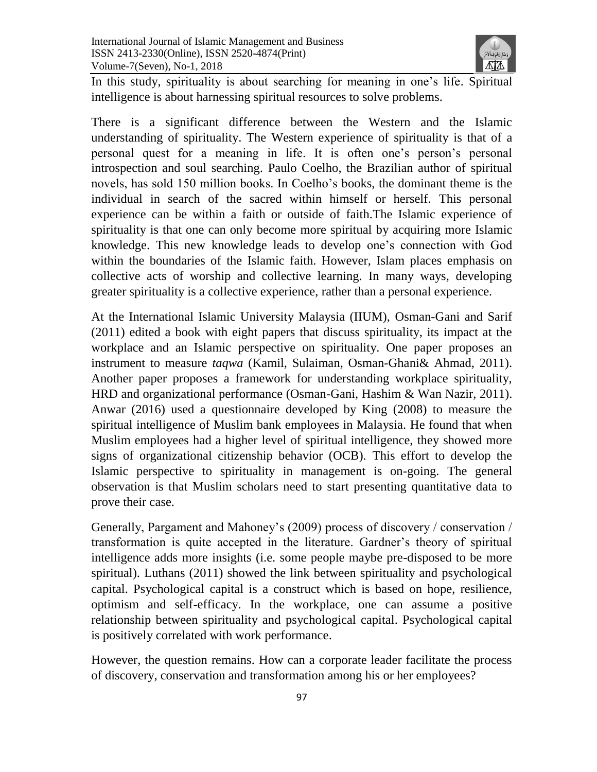In this study, spirituality is about searching for meaning in one's life. Spiritual intelligence is about harnessing spiritual resources to solve problems.

There is a significant difference between the Western and the Islamic understanding of spirituality. The Western experience of spirituality is that of a personal quest for a meaning in life. It is often one's person's personal introspection and soul searching. Paulo Coelho, the Brazilian author of spiritual novels, has sold 150 million books. In Coelho's books, the dominant theme is the individual in search of the sacred within himself or herself. This personal experience can be within a faith or outside of faith.The Islamic experience of spirituality is that one can only become more spiritual by acquiring more Islamic knowledge. This new knowledge leads to develop one's connection with God within the boundaries of the Islamic faith. However, Islam places emphasis on collective acts of worship and collective learning. In many ways, developing greater spirituality is a collective experience, rather than a personal experience.

At the International Islamic University Malaysia (IIUM), Osman-Gani and Sarif (2011) edited a book with eight papers that discuss spirituality, its impact at the workplace and an Islamic perspective on spirituality. One paper proposes an instrument to measure *taqwa* (Kamil, Sulaiman, Osman-Ghani& Ahmad, 2011). Another paper proposes a framework for understanding workplace spirituality, HRD and organizational performance (Osman-Gani, Hashim & Wan Nazir, 2011). Anwar (2016) used a questionnaire developed by King (2008) to measure the spiritual intelligence of Muslim bank employees in Malaysia. He found that when Muslim employees had a higher level of spiritual intelligence, they showed more signs of organizational citizenship behavior (OCB). This effort to develop the Islamic perspective to spirituality in management is on-going. The general observation is that Muslim scholars need to start presenting quantitative data to prove their case.

Generally, Pargament and Mahoney's (2009) process of discovery / conservation / transformation is quite accepted in the literature. Gardner's theory of spiritual intelligence adds more insights (i.e. some people maybe pre-disposed to be more spiritual). Luthans (2011) showed the link between spirituality and psychological capital. Psychological capital is a construct which is based on hope, resilience, optimism and self-efficacy. In the workplace, one can assume a positive relationship between spirituality and psychological capital. Psychological capital is positively correlated with work performance.

However, the question remains. How can a corporate leader facilitate the process of discovery, conservation and transformation among his or her employees?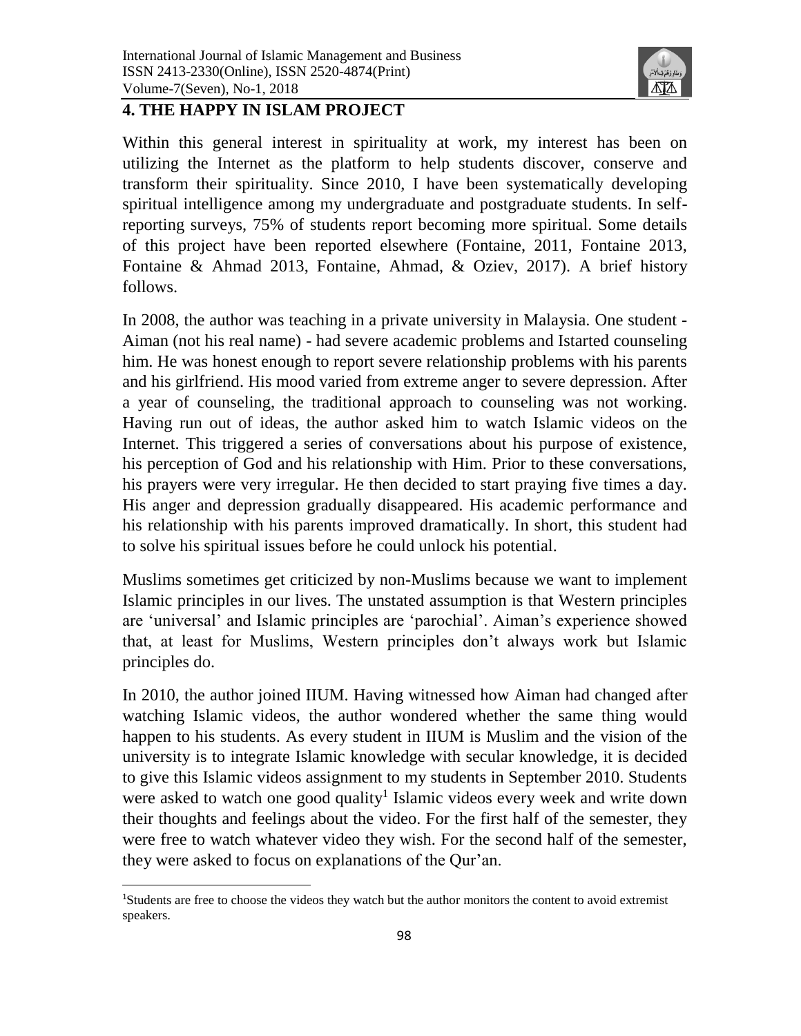## 4. THE HAPPY IN ISLAM PROJECT

Within this general interest in spirituality at work, my interest has been on utilizing the Internet as the platform to help students discover, conserve and transform their spirituality. Since 2010, I have been systematically developing spiritual intelligence among my undergraduate and postgraduate students. In self-reporting surveys, 75% of students report becoming more spiritual. Some details of this project have been reported elsewhere (Fontaine, 2011, Fontaine 2013, Fontaine & Ahmad 2013, Fontaine, Ahmad, & Oziev, 2017). A brief history follows.

In 2008, the author was teaching in a private university in Malaysia. One student - Aiman (not his real name) - had severe academic problems and Istarted counseling him. He was honest enough to report severe relationship problems with his parents and his girlfriend. His mood varied from extreme anger to severe depression. After a year of counseling, the traditional approach to counseling was not working. Having run out of ideas, the author asked him to watch Islamic videos on the Internet. This triggered a series of conversations about his purpose of existence, his perception of God and his relationship with Him. Prior to these conversations, his prayers were very irregular. He then decided to start praying five times a day. His anger and depression gradually disappeared. His academic performance and his relationship with his parents improved dramatically. In short, this student had to solve his spiritual issues before he could unlock his potential.

Muslims sometimes get criticized by non-Muslims because we want to implement Islamic principles in our lives. The unstated assumption is that Western principles are 'universal' and Islamic principles are 'parochial'. Aiman's experience showed that, at least for Muslims, Western principles don't always work but Islamic principles do.

In 2010, the author joined IIUM. Having witnessed how Aiman had changed after watching Islamic videos, the author wondered whether the same thing would happen to his students. As every student in IIUM is Muslim and the vision of the university is to integrate Islamic knowledge with secular knowledge, it is decided to give this Islamic videos assignment to my students in September 2010. Students were asked to watch one good quality[1] Islamic videos every week and write down their thoughts and feelings about the video. For the first half of the semester, they were free to watch whatever video they wish. For the second half of the semester, they were asked to focus on explanations of the Qur'an.

[1] Students are free to choose the videos they watch but the author monitors the content to avoid extremist speakers.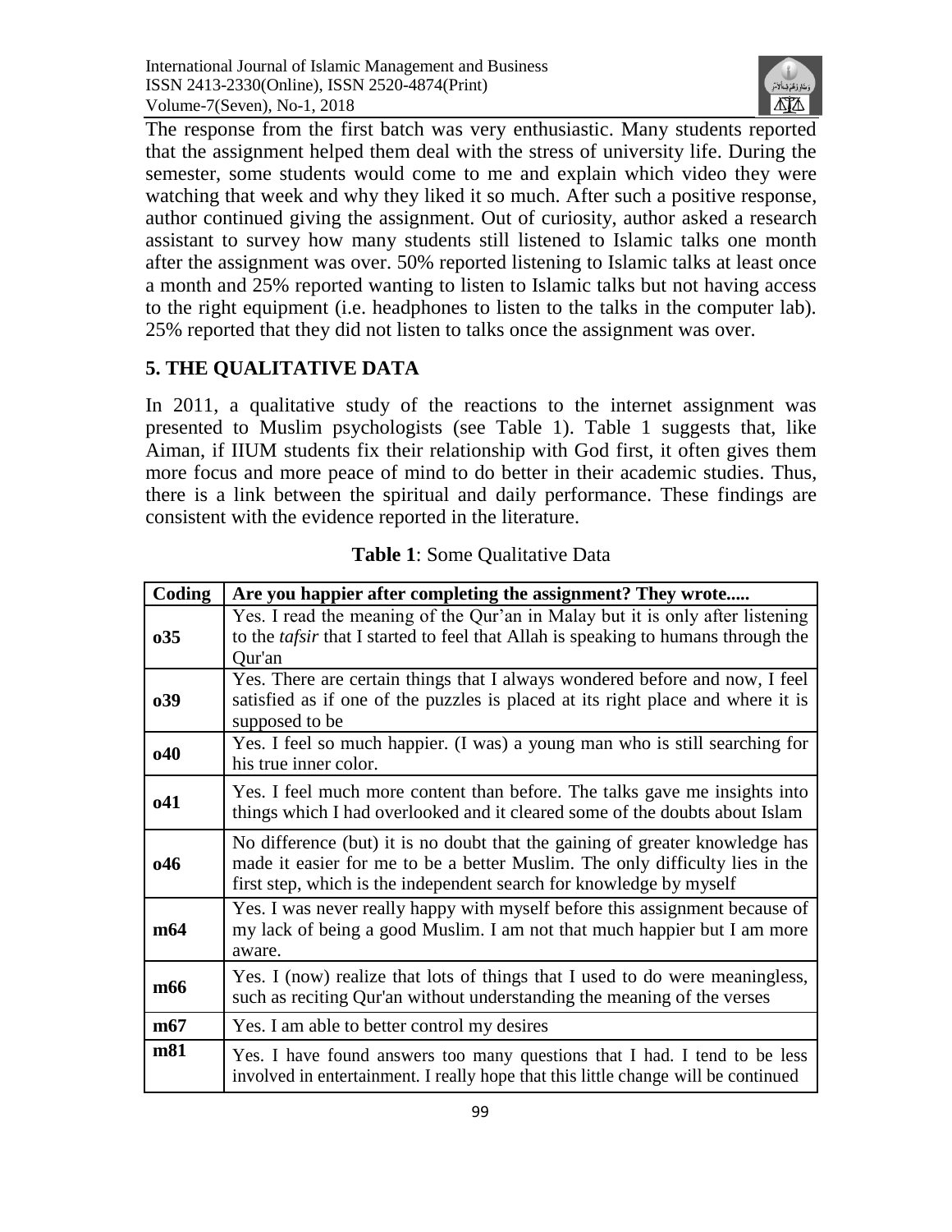The response from the first batch was very enthusiastic. Many students reported that the assignment helped them deal with the stress of university life. During the semester, some students would come to me and explain which video they were watching that week and why they liked it so much. After such a positive response, author continued giving the assignment. Out of curiosity, author asked a research assistant to survey how many students still listened to Islamic talks one month after the assignment was over. 50% reported listening to Islamic talks at least once a month and 25% reported wanting to listen to Islamic talks but not having access to the right equipment (i.e. headphones to listen to the talks in the computer lab). 25% reported that they did not listen to talks once the assignment was over.

## 5. THE QUALITATIVE DATA

In 2011, a qualitative study of the reactions to the internet assignment was presented to Muslim psychologists (see Table 1). Table 1 suggests that, like Aiman, if IIUM students fix their relationship with God first, it often gives them more focus and more peace of mind to do better in their academic studies. Thus, there is a link between the spiritual and daily performance. These findings are consistent with the evidence reported in the literature.

**Table 1**: Some Qualitative Data

| Coding | Are you happier after completing the assignment? They wrote..... |
|---|---|
| **o35** | Yes. I read the meaning of the Qur'an in Malay but it is only after listening to the *tafsir* that I started to feel that Allah is speaking to humans through the Qur'an |
| **o39** | Yes. There are certain things that I always wondered before and now, I feel satisfied as if one of the puzzles is placed at its right place and where it is supposed to be |
| **o40** | Yes. I feel so much happier. (I was) a young man who is still searching for his true inner color. |
| **o41** | Yes. I feel much more content than before. The talks gave me insights into things which I had overlooked and it cleared some of the doubts about Islam |
| **o46** | No difference (but) it is no doubt that the gaining of greater knowledge has made it easier for me to be a better Muslim. The only difficulty lies in the first step, which is the independent search for knowledge by myself |
| **m64** | Yes. I was never really happy with myself before this assignment because of my lack of being a good Muslim. I am not that much happier but I am more aware. |
| **m66** | Yes. I (now) realize that lots of things that I used to do were meaningless, such as reciting Qur'an without understanding the meaning of the verses |
| **m67** | Yes. I am able to better control my desires |
| **m81** | Yes. I have found answers too many questions that I had. I tend to be less involved in entertainment. I really hope that this little change will be continued |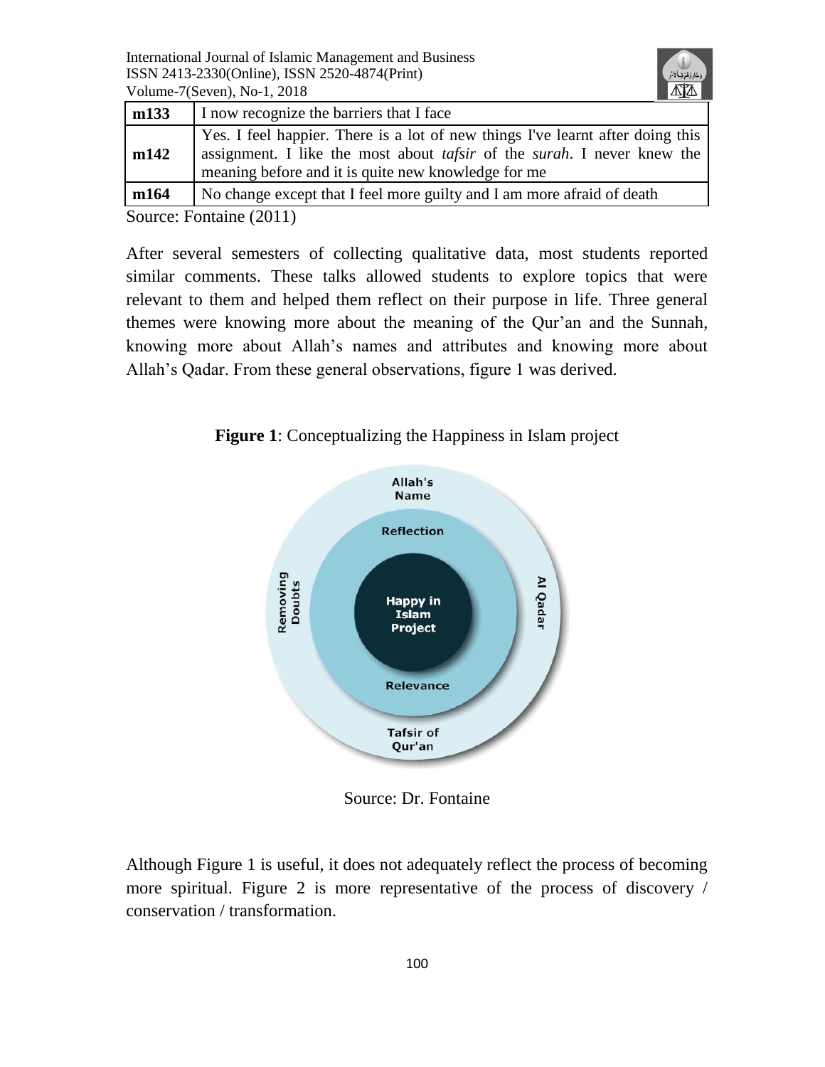| | |
|---|---|
| **m133** | I now recognize the barriers that I face |
| **m142** | Yes. I feel happier. There is a lot of new things I've learnt after doing this assignment. I like the most about *tafsir* of the *surah*. I never knew the meaning before and it is quite new knowledge for me |
| **m164** | No change except that I feel more guilty and I am more afraid of death |

Source: Fontaine (2011)

After several semesters of collecting qualitative data, most students reported similar comments. These talks allowed students to explore topics that were relevant to them and helped them reflect on their purpose in life. Three general themes were knowing more about the meaning of the Qur'an and the Sunnah, knowing more about Allah's names and attributes and knowing more about Allah's Qadar. From these general observations, figure 1 was derived.

**Figure 1**: Conceptualizing the Happiness in Islam project

Allah's Name

Reflection

Removing Doubts

Happy in Islam Project

Al Qadar

Relevance

Tafsir of Qur'an

Source: Dr. Fontaine

Although Figure 1 is useful, it does not adequately reflect the process of becoming more spiritual. Figure 2 is more representative of the process of discovery / conservation / transformation.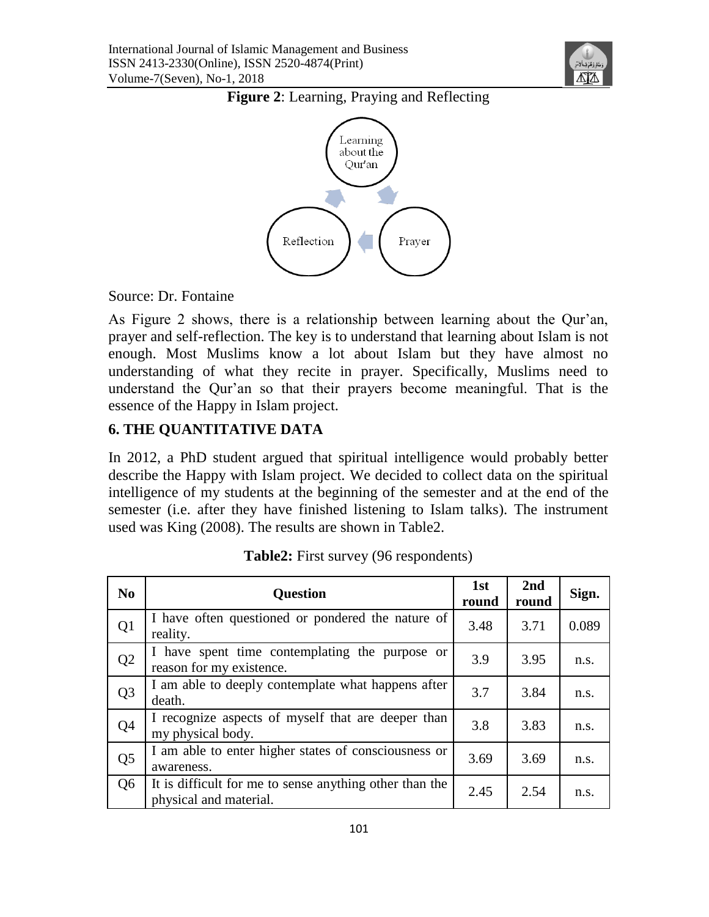**Figure 2**: Learning, Praying and Reflecting

Learning about the Qur'an

Reflection

Prayer

Source: Dr. Fontaine

As Figure 2 shows, there is a relationship between learning about the Qur'an, prayer and self-reflection. The key is to understand that learning about Islam is not enough. Most Muslims know a lot about Islam but they have almost no understanding of what they recite in prayer. Specifically, Muslims need to understand the Qur'an so that their prayers become meaningful. That is the essence of the Happy in Islam project.

## 6. THE QUANTITATIVE DATA

In 2012, a PhD student argued that spiritual intelligence would probably better describe the Happy with Islam project. We decided to collect data on the spiritual intelligence of my students at the beginning of the semester and at the end of the semester (i.e. after they have finished listening to Islam talks). The instrument used was King (2008). The results are shown in Table2.

**Table2:** First survey (96 respondents)

| No | Question | 1st round | 2nd round | Sign. |
|---|---|---|---|---|
| Q1 | I have often questioned or pondered the nature of reality. | 3.48 | 3.71 | 0.089 |
| Q2 | I have spent time contemplating the purpose or reason for my existence. | 3.9 | 3.95 | n.s. |
| Q3 | I am able to deeply contemplate what happens after death. | 3.7 | 3.84 | n.s. |
| Q4 | I recognize aspects of myself that are deeper than my physical body. | 3.8 | 3.83 | n.s. |
| Q5 | I am able to enter higher states of consciousness or awareness. | 3.69 | 3.69 | n.s. |
| Q6 | It is difficult for me to sense anything other than the physical and material. | 2.45 | 2.54 | n.s. |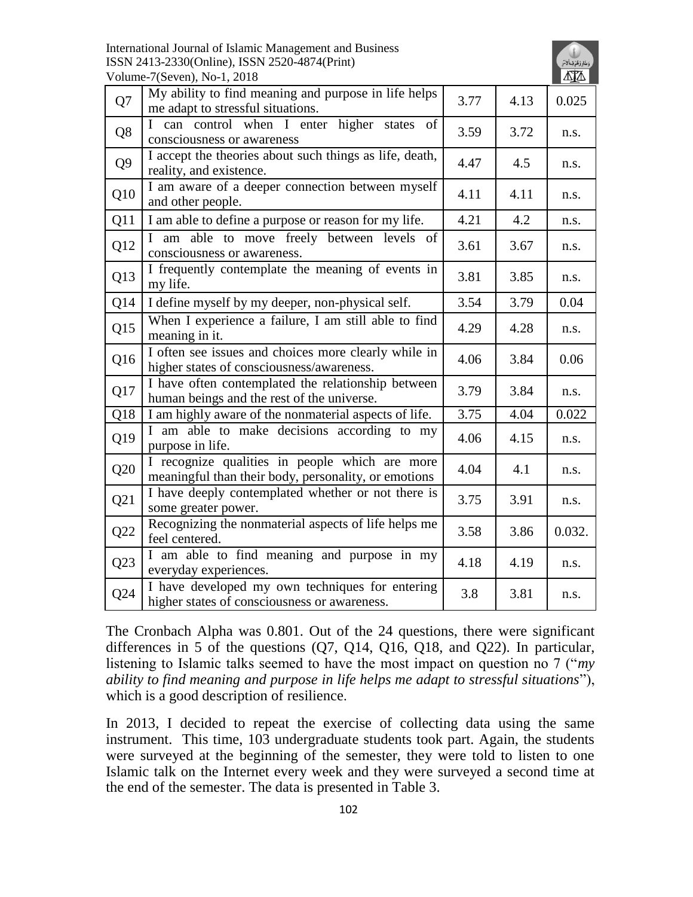| Q7 | My ability to find meaning and purpose in life helps me adapt to stressful situations. | 3.77 | 4.13 | 0.025 |
|---|---|---|---|---|
| Q8 | I can control when I enter higher states of consciousness or awareness | 3.59 | 3.72 | n.s. |
| Q9 | I accept the theories about such things as life, death, reality, and existence. | 4.47 | 4.5 | n.s. |
| Q10 | I am aware of a deeper connection between myself and other people. | 4.11 | 4.11 | n.s. |
| Q11 | I am able to define a purpose or reason for my life. | 4.21 | 4.2 | n.s. |
| Q12 | I am able to move freely between levels of consciousness or awareness. | 3.61 | 3.67 | n.s. |
| Q13 | I frequently contemplate the meaning of events in my life. | 3.81 | 3.85 | n.s. |
| Q14 | I define myself by my deeper, non-physical self. | 3.54 | 3.79 | 0.04 |
| Q15 | When I experience a failure, I am still able to find meaning in it. | 4.29 | 4.28 | n.s. |
| Q16 | I often see issues and choices more clearly while in higher states of consciousness/awareness. | 4.06 | 3.84 | 0.06 |
| Q17 | I have often contemplated the relationship between human beings and the rest of the universe. | 3.79 | 3.84 | n.s. |
| Q18 | I am highly aware of the nonmaterial aspects of life. | 3.75 | 4.04 | 0.022 |
| Q19 | I am able to make decisions according to my purpose in life. | 4.06 | 4.15 | n.s. |
| Q20 | I recognize qualities in people which are more meaningful than their body, personality, or emotions | 4.04 | 4.1 | n.s. |
| Q21 | I have deeply contemplated whether or not there is some greater power. | 3.75 | 3.91 | n.s. |
| Q22 | Recognizing the nonmaterial aspects of life helps me feel centered. | 3.58 | 3.86 | 0.032. |
| Q23 | I am able to find meaning and purpose in my everyday experiences. | 4.18 | 4.19 | n.s. |
| Q24 | I have developed my own techniques for entering higher states of consciousness or awareness. | 3.8 | 3.81 | n.s. |

The Cronbach Alpha was 0.801. Out of the 24 questions, there were significant differences in 5 of the questions (Q7, Q14, Q16, Q18, and Q22). In particular, listening to Islamic talks seemed to have the most impact on question no 7 ("*my ability to find meaning and purpose in life helps me adapt to stressful situations*"), which is a good description of resilience.

In 2013, I decided to repeat the exercise of collecting data using the same instrument. This time, 103 undergraduate students took part. Again, the students were surveyed at the beginning of the semester, they were told to listen to one Islamic talk on the Internet every week and they were surveyed a second time at the end of the semester. The data is presented in Table 3.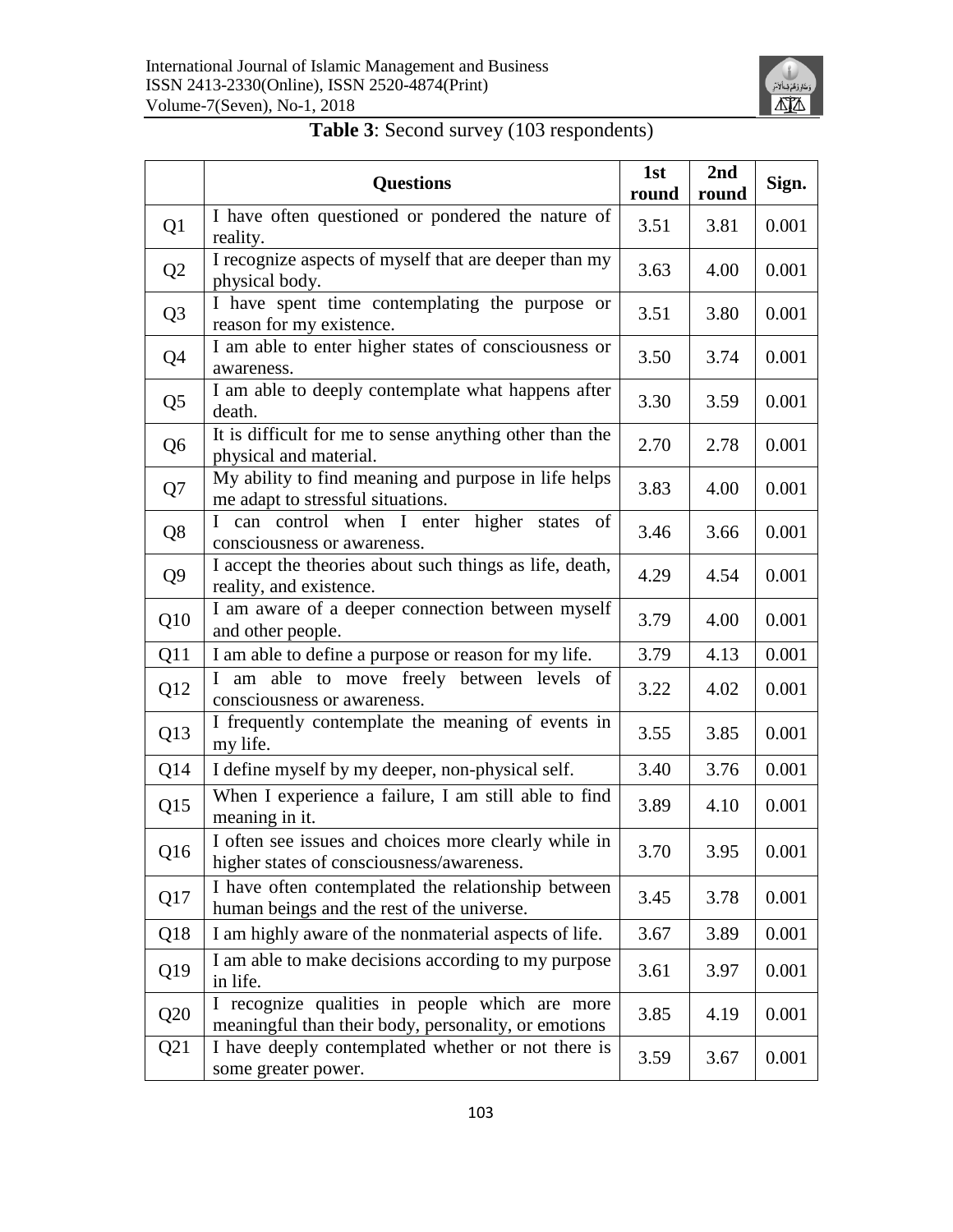**Table 3**: Second survey (103 respondents)

| | Questions | 1st round | 2nd round | Sign. |
|---|---|---|---|---|
| Q1 | I have often questioned or pondered the nature of reality. | 3.51 | 3.81 | 0.001 |
| Q2 | I recognize aspects of myself that are deeper than my physical body. | 3.63 | 4.00 | 0.001 |
| Q3 | I have spent time contemplating the purpose or reason for my existence. | 3.51 | 3.80 | 0.001 |
| Q4 | I am able to enter higher states of consciousness or awareness. | 3.50 | 3.74 | 0.001 |
| Q5 | I am able to deeply contemplate what happens after death. | 3.30 | 3.59 | 0.001 |
| Q6 | It is difficult for me to sense anything other than the physical and material. | 2.70 | 2.78 | 0.001 |
| Q7 | My ability to find meaning and purpose in life helps me adapt to stressful situations. | 3.83 | 4.00 | 0.001 |
| Q8 | I can control when I enter higher states of consciousness or awareness. | 3.46 | 3.66 | 0.001 |
| Q9 | I accept the theories about such things as life, death, reality, and existence. | 4.29 | 4.54 | 0.001 |
| Q10 | I am aware of a deeper connection between myself and other people. | 3.79 | 4.00 | 0.001 |
| Q11 | I am able to define a purpose or reason for my life. | 3.79 | 4.13 | 0.001 |
| Q12 | I am able to move freely between levels of consciousness or awareness. | 3.22 | 4.02 | 0.001 |
| Q13 | I frequently contemplate the meaning of events in my life. | 3.55 | 3.85 | 0.001 |
| Q14 | I define myself by my deeper, non-physical self. | 3.40 | 3.76 | 0.001 |
| Q15 | When I experience a failure, I am still able to find meaning in it. | 3.89 | 4.10 | 0.001 |
| Q16 | I often see issues and choices more clearly while in higher states of consciousness/awareness. | 3.70 | 3.95 | 0.001 |
| Q17 | I have often contemplated the relationship between human beings and the rest of the universe. | 3.45 | 3.78 | 0.001 |
| Q18 | I am highly aware of the nonmaterial aspects of life. | 3.67 | 3.89 | 0.001 |
| Q19 | I am able to make decisions according to my purpose in life. | 3.61 | 3.97 | 0.001 |
| Q20 | I recognize qualities in people which are more meaningful than their body, personality, or emotions | 3.85 | 4.19 | 0.001 |
| Q21 | I have deeply contemplated whether or not there is some greater power. | 3.59 | 3.67 | 0.001 |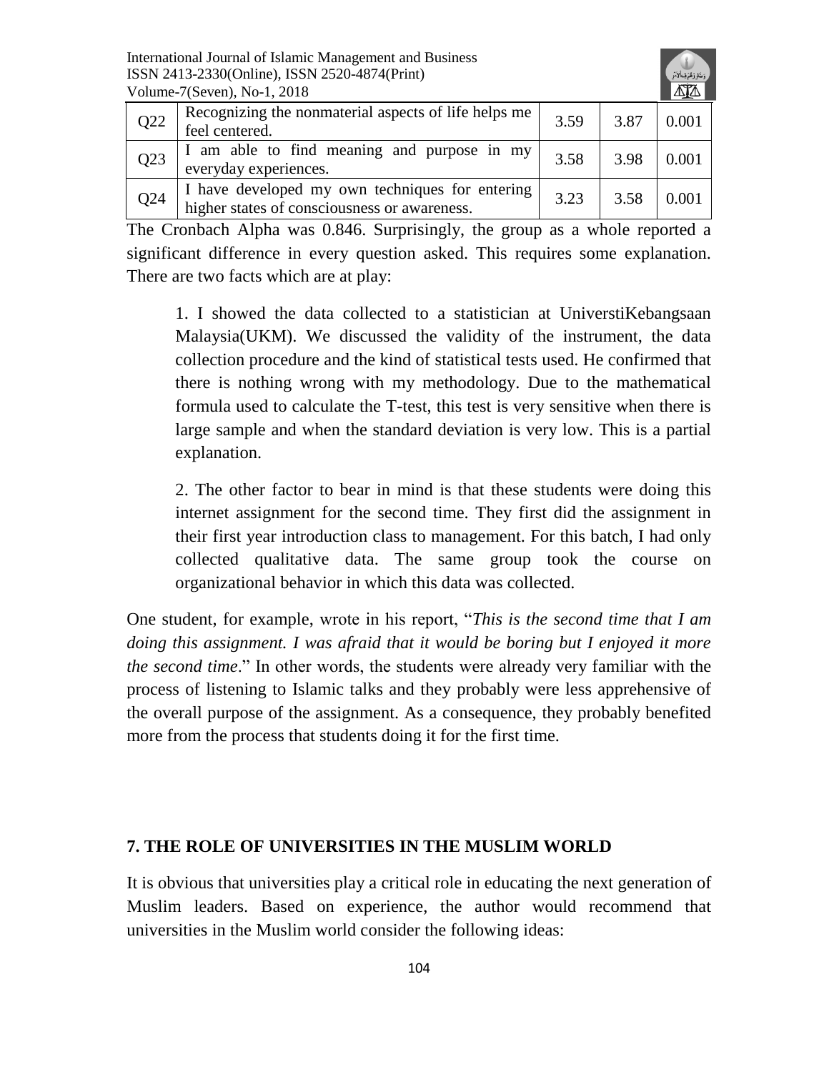| | | | | |
|---|---|---|---|---|
| Q22 | Recognizing the nonmaterial aspects of life helps me feel centered. | 3.59 | 3.87 | 0.001 |
| Q23 | I am able to find meaning and purpose in my everyday experiences. | 3.58 | 3.98 | 0.001 |
| Q24 | I have developed my own techniques for entering higher states of consciousness or awareness. | 3.23 | 3.58 | 0.001 |

The Cronbach Alpha was 0.846. Surprisingly, the group as a whole reported a significant difference in every question asked. This requires some explanation. There are two facts which are at play:

> 1. I showed the data collected to a statistician at UniverstiKebangsaan Malaysia(UKM). We discussed the validity of the instrument, the data collection procedure and the kind of statistical tests used. He confirmed that there is nothing wrong with my methodology. Due to the mathematical formula used to calculate the T-test, this test is very sensitive when there is large sample and when the standard deviation is very low. This is a partial explanation.
>
> 2. The other factor to bear in mind is that these students were doing this internet assignment for the second time. They first did the assignment in their first year introduction class to management. For this batch, I had only collected qualitative data. The same group took the course on organizational behavior in which this data was collected.

One student, for example, wrote in his report, "*This is the second time that I am doing this assignment. I was afraid that it would be boring but I enjoyed it more the second time*." In other words, the students were already very familiar with the process of listening to Islamic talks and they probably were less apprehensive of the overall purpose of the assignment. As a consequence, they probably benefited more from the process that students doing it for the first time.

## 7. THE ROLE OF UNIVERSITIES IN THE MUSLIM WORLD

It is obvious that universities play a critical role in educating the next generation of Muslim leaders. Based on experience, the author would recommend that universities in the Muslim world consider the following ideas: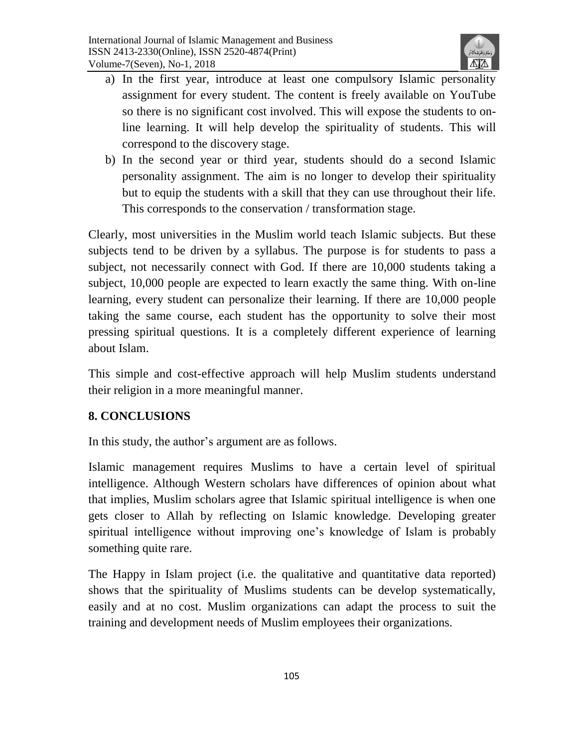a) In the first year, introduce at least one compulsory Islamic personality assignment for every student. The content is freely available on YouTube so there is no significant cost involved. This will expose the students to on-line learning. It will help develop the spirituality of students. This will correspond to the discovery stage.
b) In the second year or third year, students should do a second Islamic personality assignment. The aim is no longer to develop their spirituality but to equip the students with a skill that they can use throughout their life. This corresponds to the conservation / transformation stage.

Clearly, most universities in the Muslim world teach Islamic subjects. But these subjects tend to be driven by a syllabus. The purpose is for students to pass a subject, not necessarily connect with God. If there are 10,000 students taking a subject, 10,000 people are expected to learn exactly the same thing. With on-line learning, every student can personalize their learning. If there are 10,000 people taking the same course, each student has the opportunity to solve their most pressing spiritual questions. It is a completely different experience of learning about Islam.

This simple and cost-effective approach will help Muslim students understand their religion in a more meaningful manner.

## 8. CONCLUSIONS

In this study, the author's argument are as follows.

Islamic management requires Muslims to have a certain level of spiritual intelligence. Although Western scholars have differences of opinion about what that implies, Muslim scholars agree that Islamic spiritual intelligence is when one gets closer to Allah by reflecting on Islamic knowledge. Developing greater spiritual intelligence without improving one's knowledge of Islam is probably something quite rare.

The Happy in Islam project (i.e. the qualitative and quantitative data reported) shows that the spirituality of Muslims students can be develop systematically, easily and at no cost. Muslim organizations can adapt the process to suit the training and development needs of Muslim employees their organizations.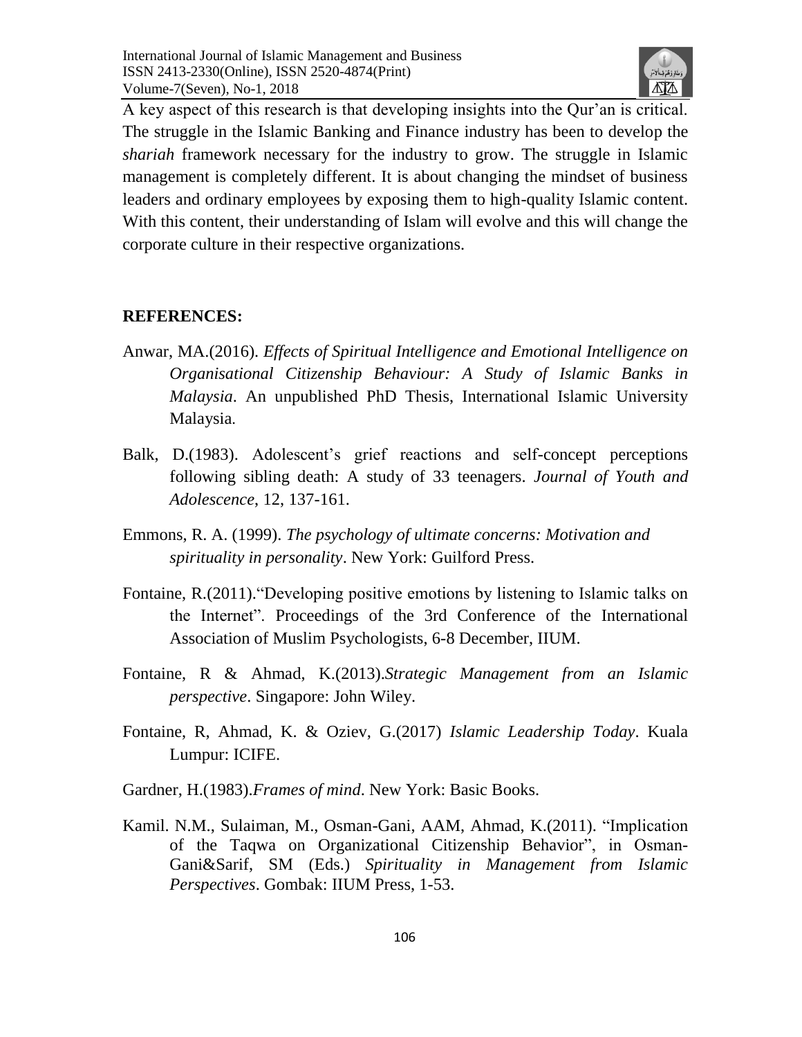A key aspect of this research is that developing insights into the Qur'an is critical. The struggle in the Islamic Banking and Finance industry has been to develop the *shariah* framework necessary for the industry to grow. The struggle in Islamic management is completely different. It is about changing the mindset of business leaders and ordinary employees by exposing them to high-quality Islamic content. With this content, their understanding of Islam will evolve and this will change the corporate culture in their respective organizations.

## REFERENCES:

Anwar, MA.(2016). *Effects of Spiritual Intelligence and Emotional Intelligence on Organisational Citizenship Behaviour: A Study of Islamic Banks in Malaysia*. An unpublished PhD Thesis, International Islamic University Malaysia.

Balk, D.(1983). Adolescent's grief reactions and self-concept perceptions following sibling death: A study of 33 teenagers. *Journal of Youth and Adolescence*, 12, 137-161.

Emmons, R. A. (1999). *The psychology of ultimate concerns: Motivation and spirituality in personality*. New York: Guilford Press.

Fontaine, R.(2011)."Developing positive emotions by listening to Islamic talks on the Internet". Proceedings of the 3rd Conference of the International Association of Muslim Psychologists, 6-8 December, IIUM.

Fontaine, R & Ahmad, K.(2013).*Strategic Management from an Islamic perspective*. Singapore: John Wiley.

Fontaine, R, Ahmad, K. & Oziev, G.(2017) *Islamic Leadership Today*. Kuala Lumpur: ICIFE.

Gardner, H.(1983).*Frames of mind*. New York: Basic Books.

Kamil. N.M., Sulaiman, M., Osman-Gani, AAM, Ahmad, K.(2011). "Implication of the Taqwa on Organizational Citizenship Behavior", in Osman-Gani&Sarif, SM (Eds.) *Spirituality in Management from Islamic Perspectives*. Gombak: IIUM Press, 1-53.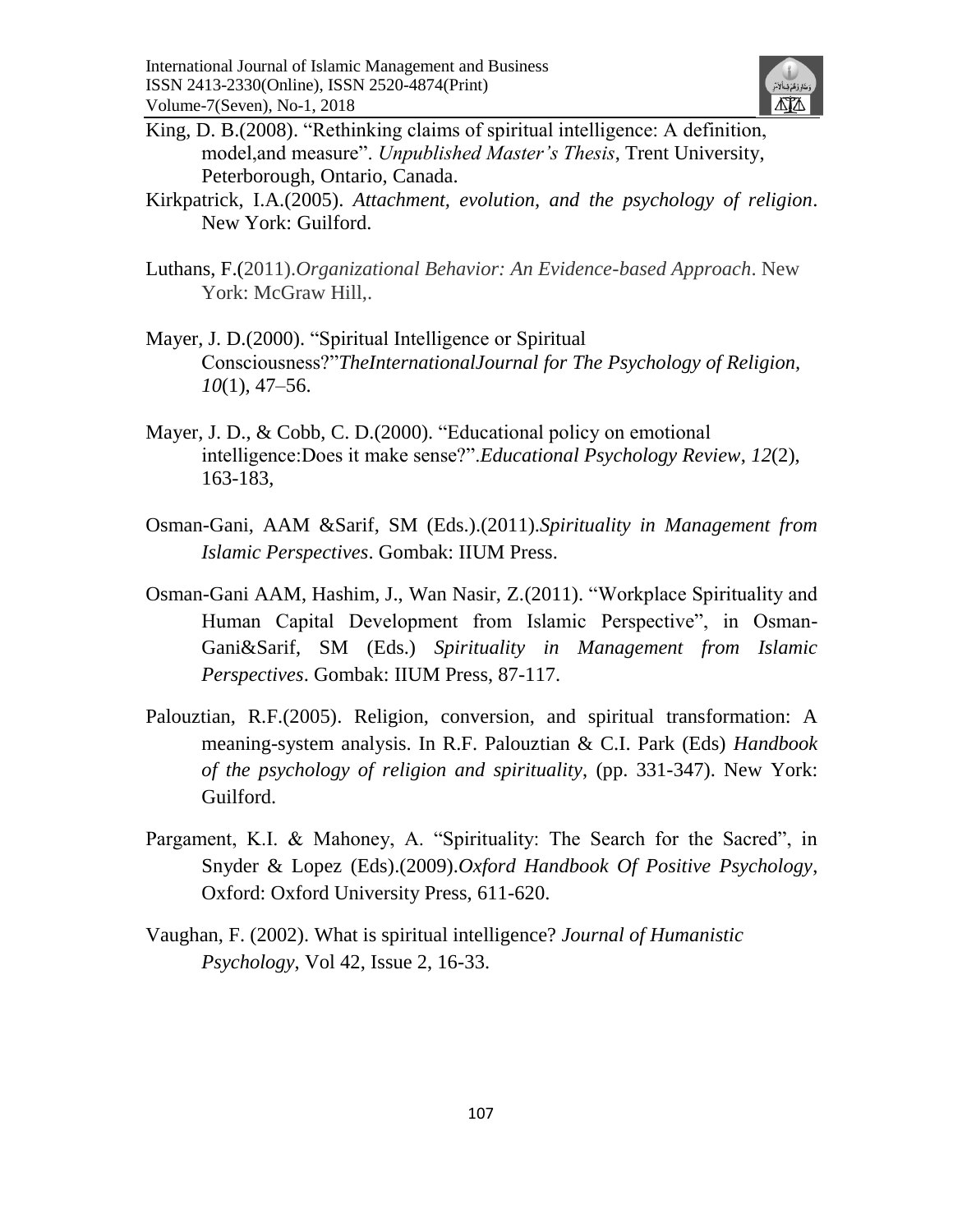King, D. B.(2008). “Rethinking claims of spiritual intelligence: A definition, model,and measure”. *Unpublished Master’s Thesis*, Trent University, Peterborough, Ontario, Canada.

Kirkpatrick, I.A.(2005). *Attachment, evolution, and the psychology of religion*. New York: Guilford.

Luthans, F.(2011).*Organizational Behavior: An Evidence-based Approach*. New York: McGraw Hill,.

Mayer, J. D.(2000). “Spiritual Intelligence or Spiritual Consciousness?”*TheInternationalJournal for The Psychology of Religion, 10*(1), 47–56.

Mayer, J. D., & Cobb, C. D.(2000). “Educational policy on emotional intelligence:Does it make sense?”.*Educational Psychology Review*, *12*(2), 163-183,

Osman-Gani, AAM &Sarif, SM (Eds.).(2011).*Spirituality in Management from Islamic Perspectives*. Gombak: IIUM Press.

Osman-Gani AAM, Hashim, J., Wan Nasir, Z.(2011). “Workplace Spirituality and Human Capital Development from Islamic Perspective”, in Osman-Gani&Sarif, SM (Eds.) *Spirituality in Management from Islamic Perspectives*. Gombak: IIUM Press, 87-117.

Palouztian, R.F.(2005). Religion, conversion, and spiritual transformation: A meaning-system analysis. In R.F. Palouztian & C.I. Park (Eds) *Handbook of the psychology of religion and spirituality*, (pp. 331-347). New York: Guilford.

Pargament, K.I. & Mahoney, A. “Spirituality: The Search for the Sacred”, in Snyder & Lopez (Eds).(2009).*Oxford Handbook Of Positive Psychology*, Oxford: Oxford University Press, 611-620.

Vaughan, F. (2002). What is spiritual intelligence? *Journal of Humanistic Psychology*, Vol 42, Issue 2, 16-33.